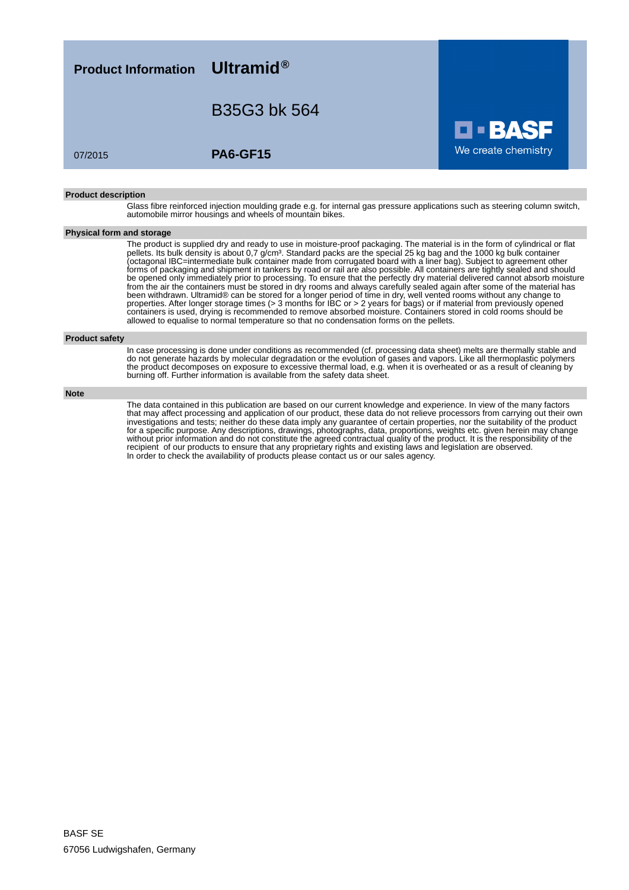# Product Information Ultramid®

## B35G3 bk 564

07/2015

**PA6-GF15**

**BASF**
We create chemistry

### Product description

Glass fibre reinforced injection moulding grade e.g. for internal gas pressure applications such as steering column switch, automobile mirror housings and wheels of mountain bikes.

### Physical form and storage

The product is supplied dry and ready to use in moisture-proof packaging. The material is in the form of cylindrical or flat pellets. Its bulk density is about 0,7 g/cm³. Standard packs are the special 25 kg bag and the 1000 kg bulk container (octagonal IBC=intermediate bulk container made from corrugated board with a liner bag). Subject to agreement other forms of packaging and shipment in tankers by road or rail are also possible. All containers are tightly sealed and should be opened only immediately prior to processing. To ensure that the perfectly dry material delivered cannot absorb moisture from the air the containers must be stored in dry rooms and always carefully sealed again after some of the material has been withdrawn. Ultramid® can be stored for a longer period of time in dry, well vented rooms without any change to properties. After longer storage times (> 3 months for IBC or > 2 years for bags) or if material from previously opened containers is used, drying is recommended to remove absorbed moisture. Containers stored in cold rooms should be allowed to equalise to normal temperature so that no condensation forms on the pellets.

### Product safety

In case processing is done under conditions as recommended (cf. processing data sheet) melts are thermally stable and do not generate hazards by molecular degradation or the evolution of gases and vapors. Like all thermoplastic polymers the product decomposes on exposure to excessive thermal load, e.g. when it is overheated or as a result of cleaning by burning off. Further information is available from the safety data sheet.

### Note

The data contained in this publication are based on our current knowledge and experience. In view of the many factors that may affect processing and application of our product, these data do not relieve processors from carrying out their own investigations and tests; neither do these data imply any guarantee of certain properties, nor the suitability of the product for a specific purpose. Any descriptions, drawings, photographs, data, proportions, weights etc. given herein may change without prior information and do not constitute the agreed contractual quality of the product. It is the responsibility of the recipient of our products to ensure that any proprietary rights and existing laws and legislation are observed.
In order to check the availability of products please contact us or our sales agency.

BASF SE
67056 Ludwigshafen, Germany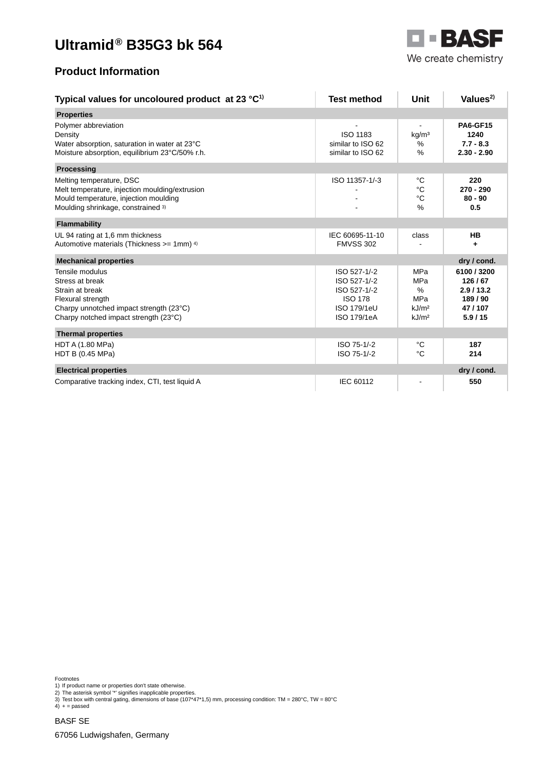# Ultramid® B35G3 bk 564

## Product Information

| Typical values for uncoloured product at 23 °C[1] | Test method | Unit | Values[2] |
|---|---|---|---|
| **Properties** | | | |
| Polymer abbreviation | - | - | **PA6-GF15** |
| Density | ISO 1183 | kg/m³ | **1240** |
| Water absorption, saturation in water at 23°C | similar to ISO 62 | % | **7.7 - 8.3** |
| Moisture absorption, equilibrium 23°C/50% r.h. | similar to ISO 62 | % | **2.30 - 2.90** |
| **Processing** | | | |
| Melting temperature, DSC | ISO 11357-1/-3 | °C | **220** |
| Melt temperature, injection moulding/extrusion | - | °C | **270 - 290** |
| Mould temperature, injection moulding | - | °C | **80 - 90** |
| Moulding shrinkage, constrained [3] | - | % | **0.5** |
| **Flammability** | | | |
| UL 94 rating at 1,6 mm thickness | IEC 60695-11-10 | class | **HB** |
| Automotive materials (Thickness >= 1mm) [4] | FMVSS 302 | - | **+** |
| **Mechanical properties** | | | **dry / cond.** |
| Tensile modulus | ISO 527-1/-2 | MPa | **6100 / 3200** |
| Stress at break | ISO 527-1/-2 | MPa | **126 / 67** |
| Strain at break | ISO 527-1/-2 | % | **2.9 / 13.2** |
| Flexural strength | ISO 178 | MPa | **189 / 90** |
| Charpy unnotched impact strength (23°C) | ISO 179/1eU | kJ/m² | **47 / 107** |
| Charpy notched impact strength (23°C) | ISO 179/1eA | kJ/m² | **5.9 / 15** |
| **Thermal properties** | | | |
| HDT A (1.80 MPa) | ISO 75-1/-2 | °C | **187** |
| HDT B (0.45 MPa) | ISO 75-1/-2 | °C | **214** |
| **Electrical properties** | | | **dry / cond.** |
| Comparative tracking index, CTI, test liquid A | IEC 60112 | - | **550** |

Footnotes
1) If product name or properties don't state otherwise.
2) The asterisk symbol '*' signifies inapplicable properties.
3) Test box with central gating, dimensions of base (107*47*1,5) mm, processing condition: TM = 280°C, TW = 80°C
4) + = passed

BASF SE

67056 Ludwigshafen, Germany